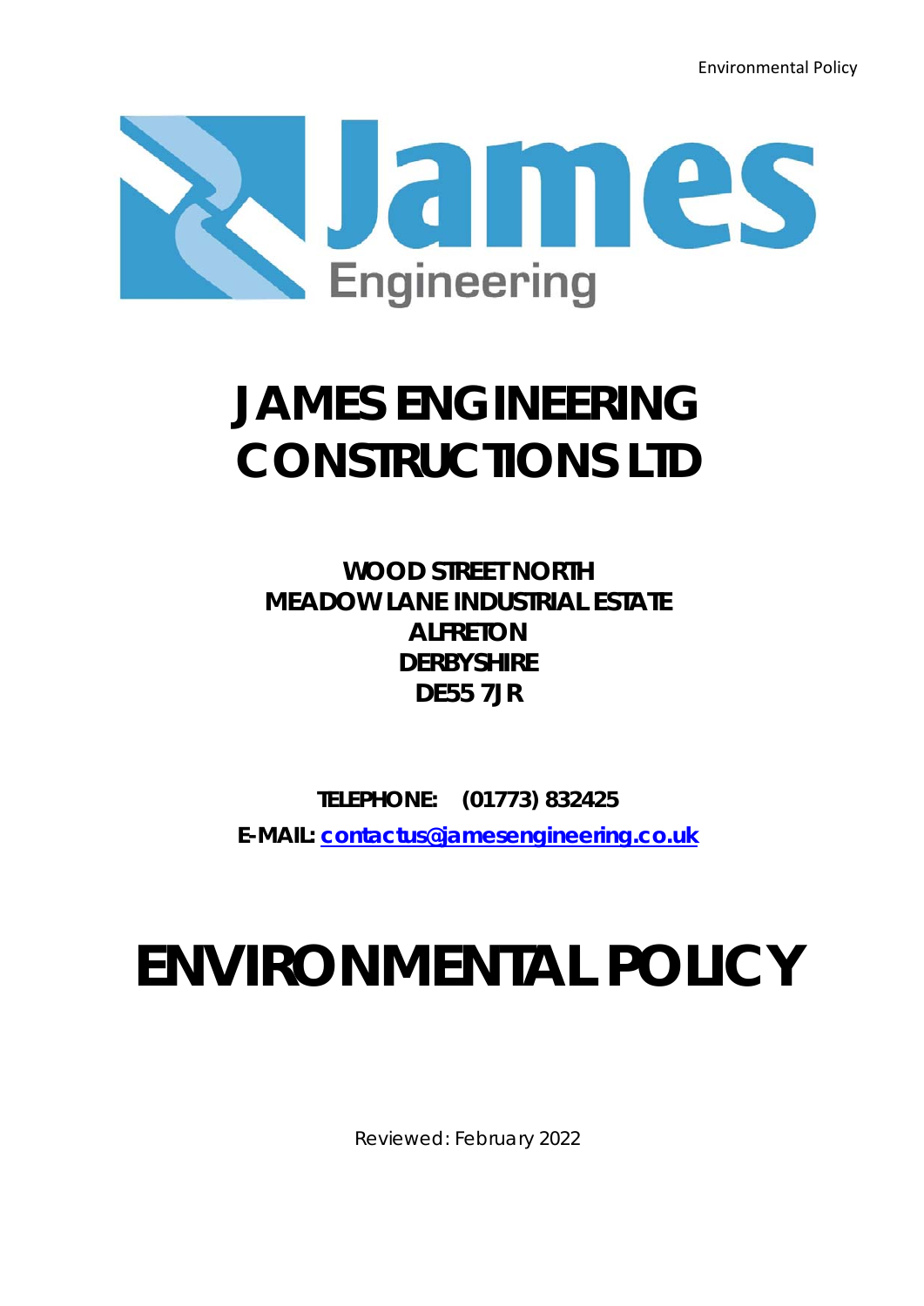# JAMES ENGINEERING CONSTRUCTIONS LTD

**WOOD STREET NORTH**
**MEADOW LANE INDUSTRIAL ESTATE**
**ALFRETON**
**DERBYSHIRE**
**DE55 7JR**

**TELEPHONE: (01773) 832425**

**E-MAIL: contactus@jamesengineering.co.uk**

# ENVIRONMENTAL POLICY

Reviewed: February 2022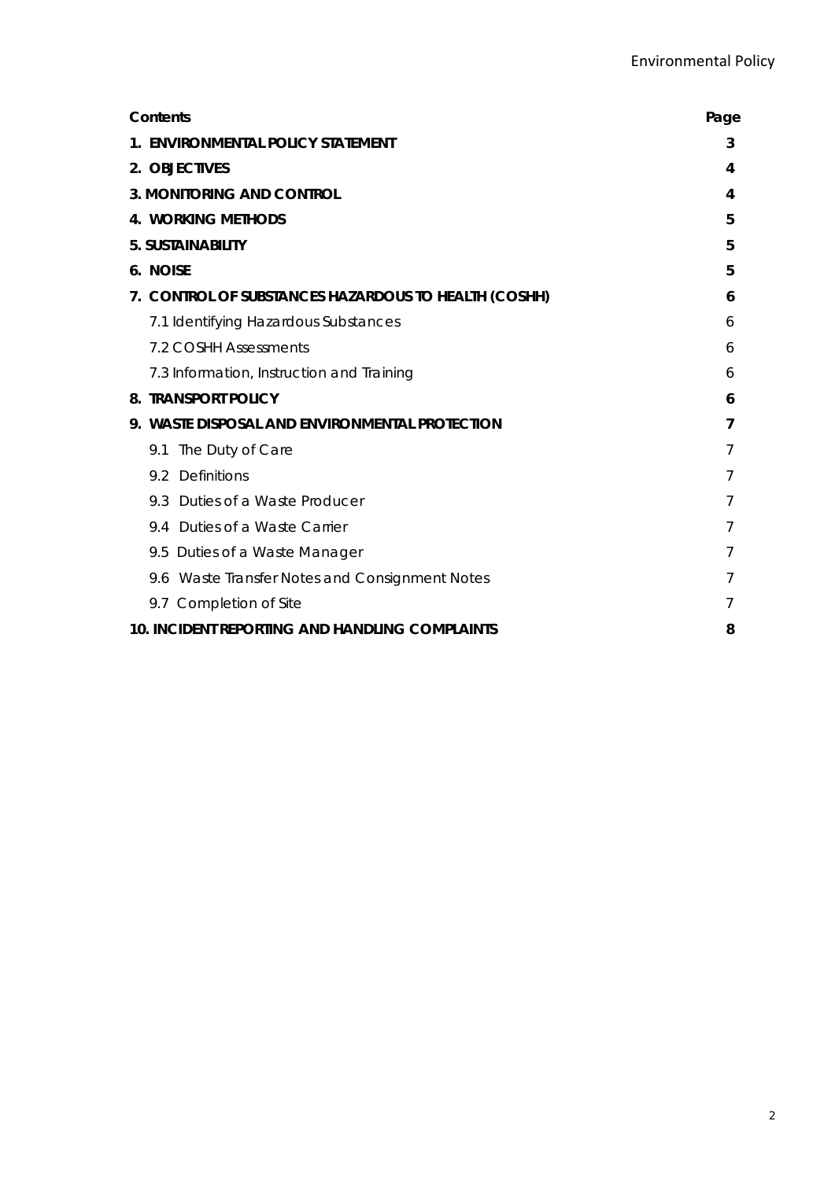| Contents | Page |
| --- | --- |
| **1. ENVIRONMENTAL POLICY STATEMENT** | **3** |
| **2. OBJECTIVES** | **4** |
| **3. MONITORING AND CONTROL** | **4** |
| **4. WORKING METHODS** | **5** |
| **5. SUSTAINABILITY** | **5** |
| **6. NOISE** | **5** |
| **7. CONTROL OF SUBSTANCES HAZARDOUS TO HEALTH (COSHH)** | **6** |
| 7.1 Identifying Hazardous Substances | 6 |
| 7.2 COSHH Assessments | 6 |
| 7.3 Information, Instruction and Training | 6 |
| **8. TRANSPORT POLICY** | **6** |
| **9. WASTE DISPOSAL AND ENVIRONMENTAL PROTECTION** | **7** |
| 9.1 The Duty of Care | 7 |
| 9.2 Definitions | 7 |
| 9.3 Duties of a Waste Producer | 7 |
| 9.4 Duties of a Waste Carrier | 7 |
| 9.5 Duties of a Waste Manager | 7 |
| 9.6 Waste Transfer Notes and Consignment Notes | 7 |
| 9.7 Completion of Site | 7 |
| **10. INCIDENT REPORTING AND HANDLING COMPLAINTS** | **8** |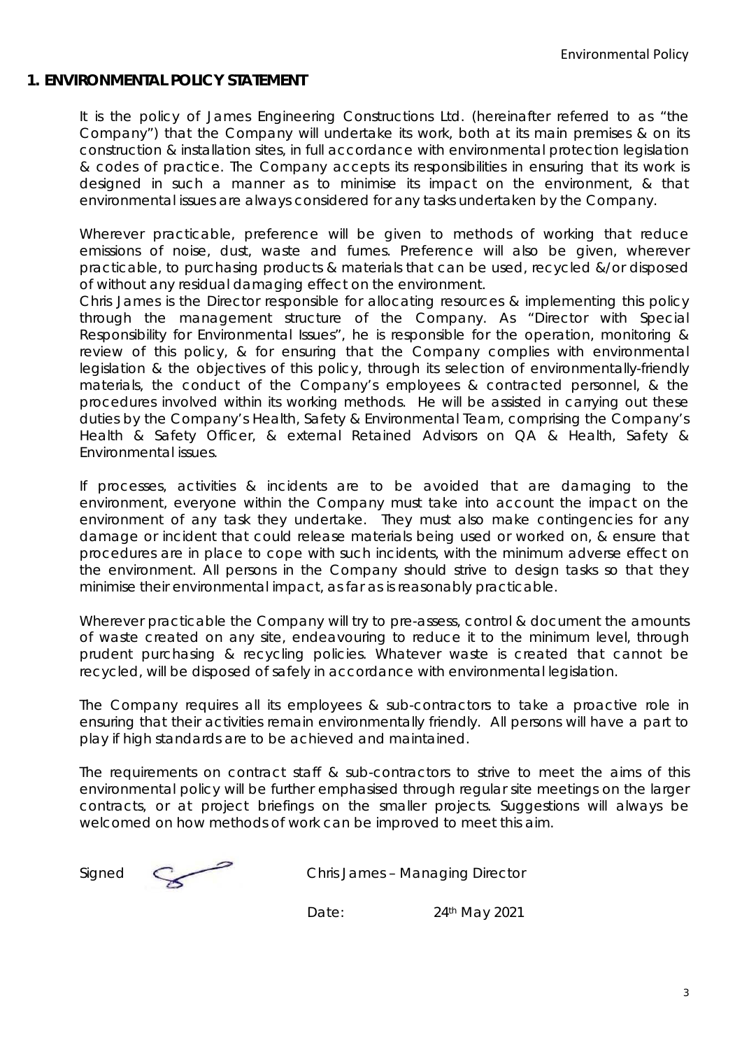## 1. ENVIRONMENTAL POLICY STATEMENT

It is the policy of James Engineering Constructions Ltd. (hereinafter referred to as "the Company") that the Company will undertake its work, both at its main premises & on its construction & installation sites, in full accordance with environmental protection legislation & codes of practice. The Company accepts its responsibilities in ensuring that its work is designed in such a manner as to minimise its impact on the environment, & that environmental issues are always considered for any tasks undertaken by the Company.

Wherever practicable, preference will be given to methods of working that reduce emissions of noise, dust, waste and fumes. Preference will also be given, wherever practicable, to purchasing products & materials that can be used, recycled &/or disposed of without any residual damaging effect on the environment.

Chris James is the Director responsible for allocating resources & implementing this policy through the management structure of the Company. As "Director with Special Responsibility for Environmental Issues", he is responsible for the operation, monitoring & review of this policy, & for ensuring that the Company complies with environmental legislation & the objectives of this policy, through its selection of environmentally-friendly materials, the conduct of the Company's employees & contracted personnel, & the procedures involved within its working methods. He will be assisted in carrying out these duties by the Company's Health, Safety & Environmental Team, comprising the Company's Health & Safety Officer, & external Retained Advisors on QA & Health, Safety & Environmental issues.

If processes, activities & incidents are to be avoided that are damaging to the environment, everyone within the Company must take into account the impact on the environment of any task they undertake. They must also make contingencies for any damage or incident that could release materials being used or worked on, & ensure that procedures are in place to cope with such incidents, with the minimum adverse effect on the environment. All persons in the Company should strive to design tasks so that they minimise their environmental impact, as far as is reasonably practicable.

Wherever practicable the Company will try to pre-assess, control & document the amounts of waste created on any site, endeavouring to reduce it to the minimum level, through prudent purchasing & recycling policies. Whatever waste is created that cannot be recycled, will be disposed of safely in accordance with environmental legislation.

The Company requires all its employees & sub-contractors to take a proactive role in ensuring that their activities remain environmentally friendly. All persons will have a part to play if high standards are to be achieved and maintained.

The requirements on contract staff & sub-contractors to strive to meet the aims of this environmental policy will be further emphasised through regular site meetings on the larger contracts, or at project briefings on the smaller projects. Suggestions will always be welcomed on how methods of work can be improved to meet this aim.

Signed Chris James – Managing Director

Date: 24th May 2021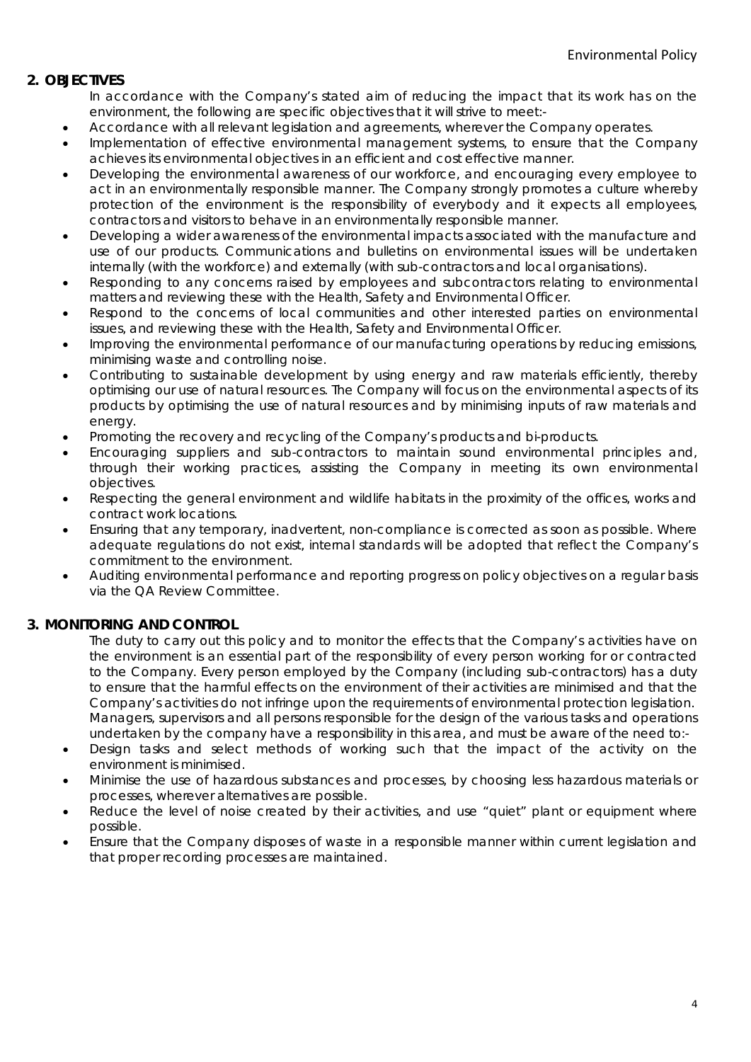## 2. OBJECTIVES

In accordance with the Company's stated aim of reducing the impact that its work has on the environment, the following are specific objectives that it will strive to meet:-

- Accordance with all relevant legislation and agreements, wherever the Company operates.
- Implementation of effective environmental management systems, to ensure that the Company achieves its environmental objectives in an efficient and cost effective manner.
- Developing the environmental awareness of our workforce, and encouraging every employee to act in an environmentally responsible manner. The Company strongly promotes a culture whereby protection of the environment is the responsibility of everybody and it expects all employees, contractors and visitors to behave in an environmentally responsible manner.
- Developing a wider awareness of the environmental impacts associated with the manufacture and use of our products. Communications and bulletins on environmental issues will be undertaken internally (with the workforce) and externally (with sub-contractors and local organisations).
- Responding to any concerns raised by employees and subcontractors relating to environmental matters and reviewing these with the Health, Safety and Environmental Officer.
- Respond to the concerns of local communities and other interested parties on environmental issues, and reviewing these with the Health, Safety and Environmental Officer.
- Improving the environmental performance of our manufacturing operations by reducing emissions, minimising waste and controlling noise.
- Contributing to sustainable development by using energy and raw materials efficiently, thereby optimising our use of natural resources. The Company will focus on the environmental aspects of its products by optimising the use of natural resources and by minimising inputs of raw materials and energy.
- Promoting the recovery and recycling of the Company's products and bi-products.
- Encouraging suppliers and sub-contractors to maintain sound environmental principles and, through their working practices, assisting the Company in meeting its own environmental objectives.
- Respecting the general environment and wildlife habitats in the proximity of the offices, works and contract work locations.
- Ensuring that any temporary, inadvertent, non-compliance is corrected as soon as possible. Where adequate regulations do not exist, internal standards will be adopted that reflect the Company's commitment to the environment.
- Auditing environmental performance and reporting progress on policy objectives on a regular basis via the QA Review Committee.

## 3. MONITORING AND CONTROL

The duty to carry out this policy and to monitor the effects that the Company's activities have on the environment is an essential part of the responsibility of every person working for or contracted to the Company. Every person employed by the Company (including sub-contractors) has a duty to ensure that the harmful effects on the environment of their activities are minimised and that the Company's activities do not infringe upon the requirements of environmental protection legislation. Managers, supervisors and all persons responsible for the design of the various tasks and operations undertaken by the company have a responsibility in this area, and must be aware of the need to:-

- Design tasks and select methods of working such that the impact of the activity on the environment is minimised.
- Minimise the use of hazardous substances and processes, by choosing less hazardous materials or processes, wherever alternatives are possible.
- Reduce the level of noise created by their activities, and use "quiet" plant or equipment where possible.
- Ensure that the Company disposes of waste in a responsible manner within current legislation and that proper recording processes are maintained.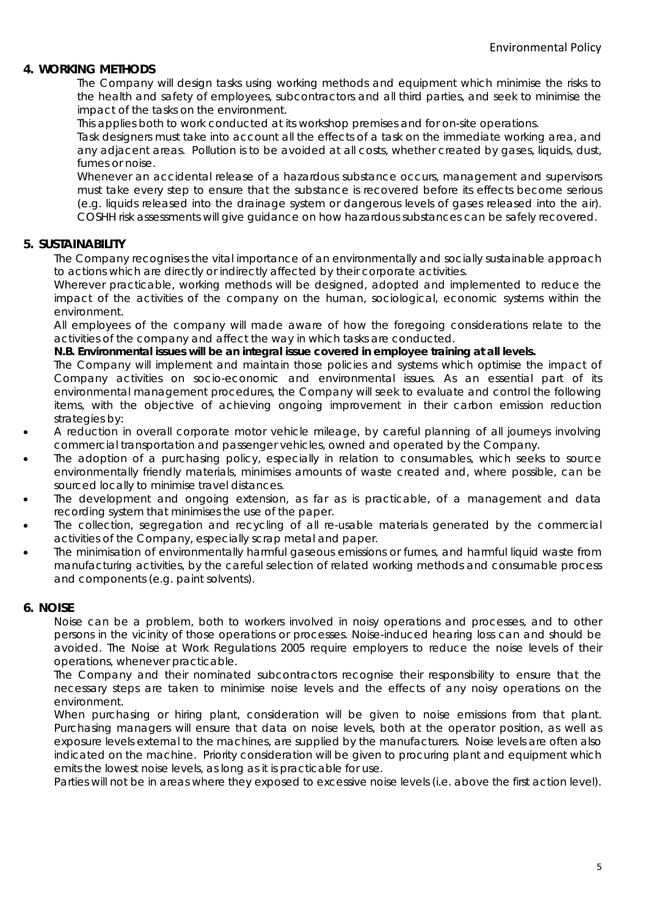## 4. WORKING METHODS

The Company will design tasks using working methods and equipment which minimise the risks to the health and safety of employees, subcontractors and all third parties, and seek to minimise the impact of the tasks on the environment.

This applies both to work conducted at its workshop premises and for on-site operations.

Task designers must take into account all the effects of a task on the immediate working area, and any adjacent areas. Pollution is to be avoided at all costs, whether created by gases, liquids, dust, fumes or noise.

Whenever an accidental release of a hazardous substance occurs, management and supervisors must take every step to ensure that the substance is recovered before its effects become serious (e.g. liquids released into the drainage system or dangerous levels of gases released into the air). COSHH risk assessments will give guidance on how hazardous substances can be safely recovered.

## 5. SUSTAINABILITY

The Company recognises the vital importance of an environmentally and socially sustainable approach to actions which are directly or indirectly affected by their corporate activities.

Wherever practicable, working methods will be designed, adopted and implemented to reduce the impact of the activities of the company on the human, sociological, economic systems within the environment.

All employees of the company will made aware of how the foregoing considerations relate to the activities of the company and affect the way in which tasks are conducted.

**N.B. Environmental issues will be an integral issue covered in employee training at all levels.**

The Company will implement and maintain those policies and systems which optimise the impact of Company activities on socio-economic and environmental issues. As an essential part of its environmental management procedures, the Company will seek to evaluate and control the following items, with the objective of achieving ongoing improvement in their carbon emission reduction strategies by:

- A reduction in overall corporate motor vehicle mileage, by careful planning of all journeys involving commercial transportation and passenger vehicles, owned and operated by the Company.
- The adoption of a purchasing policy, especially in relation to consumables, which seeks to source environmentally friendly materials, minimises amounts of waste created and, where possible, can be sourced locally to minimise travel distances.
- The development and ongoing extension, as far as is practicable, of a management and data recording system that minimises the use of the paper.
- The collection, segregation and recycling of all re-usable materials generated by the commercial activities of the Company, especially scrap metal and paper.
- The minimisation of environmentally harmful gaseous emissions or fumes, and harmful liquid waste from manufacturing activities, by the careful selection of related working methods and consumable process and components (e.g. paint solvents).

## 6. NOISE

Noise can be a problem, both to workers involved in noisy operations and processes, and to other persons in the vicinity of those operations or processes. Noise-induced hearing loss can and should be avoided. The Noise at Work Regulations 2005 require employers to reduce the noise levels of their operations, whenever practicable.

The Company and their nominated subcontractors recognise their responsibility to ensure that the necessary steps are taken to minimise noise levels and the effects of any noisy operations on the environment.

When purchasing or hiring plant, consideration will be given to noise emissions from that plant. Purchasing managers will ensure that data on noise levels, both at the operator position, as well as exposure levels external to the machines, are supplied by the manufacturers. Noise levels are often also indicated on the machine. Priority consideration will be given to procuring plant and equipment which emits the lowest noise levels, as long as it is practicable for use.

Parties will not be in areas where they exposed to excessive noise levels (i.e. above the first action level).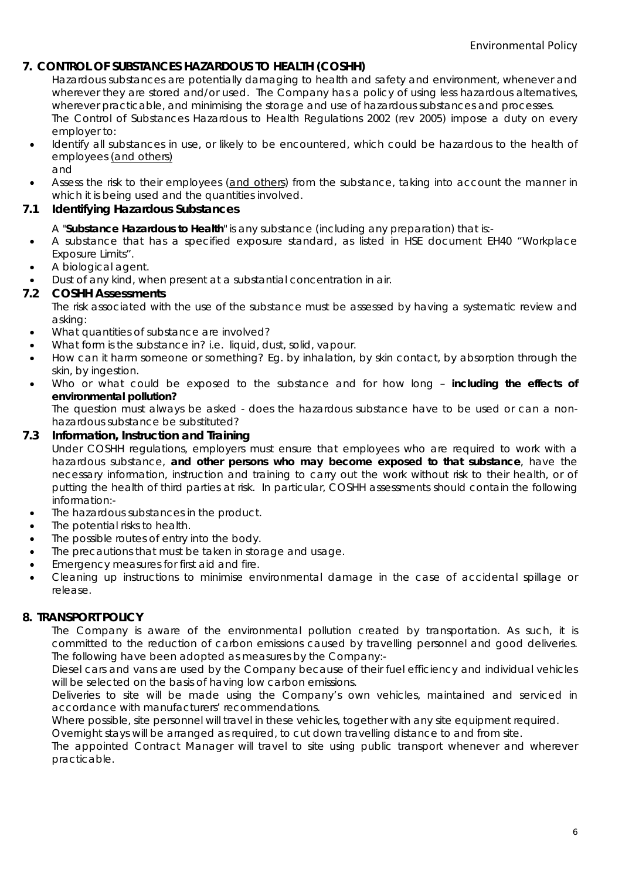## 7. CONTROL OF SUBSTANCES HAZARDOUS TO HEALTH (COSHH)

Hazardous substances are potentially damaging to health and safety and environment, whenever and wherever they are stored and/or used. The Company has a policy of using less hazardous alternatives, wherever practicable, and minimising the storage and use of hazardous substances and processes.

The Control of Substances Hazardous to Health Regulations 2002 (rev 2005) impose a duty on every employer to:

- Identify all substances in use, or likely to be encountered, which could be hazardous to the health of employees (and others)

  and

- Assess the risk to their employees (and others) from the substance, taking into account the manner in which it is being used and the quantities involved.

### 7.1 Identifying Hazardous Substances

A "**Substance Hazardous to Health**" is any substance (including any preparation) that is:-

- A substance that has a specified exposure standard, as listed in HSE document EH40 "Workplace Exposure Limits".
- A biological agent.
- Dust of any kind, when present at a substantial concentration in air.

### 7.2 COSHH Assessments

The risk associated with the use of the substance must be assessed by having a systematic review and asking:

- What quantities of substance are involved?
- What form is the substance in? i.e. liquid, dust, solid, vapour.
- How can it harm someone or something? Eg. by inhalation, by skin contact, by absorption through the skin, by ingestion.
- Who or what could be exposed to the substance and for how long – **including the effects of environmental pollution?**

The question must always be asked - does the hazardous substance have to be used or can a non-hazardous substance be substituted?

### 7.3 Information, Instruction and Training

Under COSHH regulations, employers must ensure that employees who are required to work with a hazardous substance, **and other persons who may become exposed to that substance**, have the necessary information, instruction and training to carry out the work without risk to their health, or of putting the health of third parties at risk. In particular, COSHH assessments should contain the following information:-

- The hazardous substances in the product.
- The potential risks to health.
- The possible routes of entry into the body.
- The precautions that must be taken in storage and usage.
- Emergency measures for first aid and fire.
- Cleaning up instructions to minimise environmental damage in the case of accidental spillage or release.

## 8. TRANSPORT POLICY

The Company is aware of the environmental pollution created by transportation. As such, it is committed to the reduction of carbon emissions caused by travelling personnel and good deliveries. The following have been adopted as measures by the Company:-

Diesel cars and vans are used by the Company because of their fuel efficiency and individual vehicles will be selected on the basis of having low carbon emissions.

Deliveries to site will be made using the Company's own vehicles, maintained and serviced in accordance with manufacturers' recommendations.

Where possible, site personnel will travel in these vehicles, together with any site equipment required.

Overnight stays will be arranged as required, to cut down travelling distance to and from site.

The appointed Contract Manager will travel to site using public transport whenever and wherever practicable.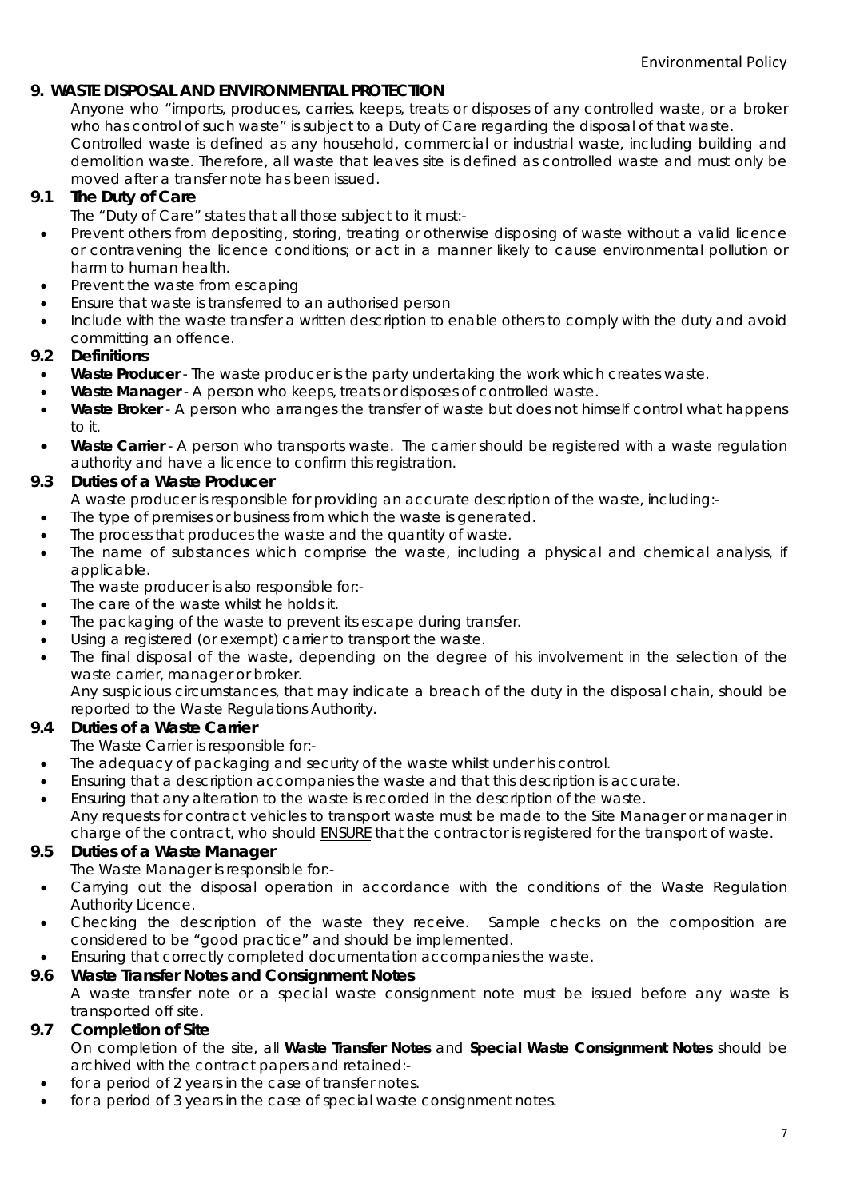## 9. WASTE DISPOSAL AND ENVIRONMENTAL PROTECTION

Anyone who "imports, produces, carries, keeps, treats or disposes of any controlled waste, or a broker who has control of such waste" is subject to a Duty of Care regarding the disposal of that waste. Controlled waste is defined as any household, commercial or industrial waste, including building and demolition waste. Therefore, all waste that leaves site is defined as controlled waste and must only be moved after a transfer note has been issued.

### 9.1 The Duty of Care

The "Duty of Care" states that all those subject to it must:-

- Prevent others from depositing, storing, treating or otherwise disposing of waste without a valid licence or contravening the licence conditions; or act in a manner likely to cause environmental pollution or harm to human health.
- Prevent the waste from escaping
- Ensure that waste is transferred to an authorised person
- Include with the waste transfer a written description to enable others to comply with the duty and avoid committing an offence.

### 9.2 Definitions

- **Waste Producer** - The waste producer is the party undertaking the work which creates waste.
- **Waste Manager** - A person who keeps, treats or disposes of controlled waste.
- **Waste Broker** - A person who arranges the transfer of waste but does not himself control what happens to it.
- **Waste Carrier** - A person who transports waste. The carrier should be registered with a waste regulation authority and have a licence to confirm this registration.

### 9.3 Duties of a Waste Producer

A waste producer is responsible for providing an accurate description of the waste, including:-

- The type of premises or business from which the waste is generated.
- The process that produces the waste and the quantity of waste.
- The name of substances which comprise the waste, including a physical and chemical analysis, if applicable.

The waste producer is also responsible for:-

- The care of the waste whilst he holds it.
- The packaging of the waste to prevent its escape during transfer.
- Using a registered (or exempt) carrier to transport the waste.
- The final disposal of the waste, depending on the degree of his involvement in the selection of the waste carrier, manager or broker.

Any suspicious circumstances, that may indicate a breach of the duty in the disposal chain, should be reported to the Waste Regulations Authority.

### 9.4 Duties of a Waste Carrier

The Waste Carrier is responsible for:-

- The adequacy of packaging and security of the waste whilst under his control.
- Ensuring that a description accompanies the waste and that this description is accurate.
- Ensuring that any alteration to the waste is recorded in the description of the waste.

Any requests for contract vehicles to transport waste must be made to the Site Manager or manager in charge of the contract, who should ENSURE that the contractor is registered for the transport of waste.

### 9.5 Duties of a Waste Manager

The Waste Manager is responsible for:-

- Carrying out the disposal operation in accordance with the conditions of the Waste Regulation Authority Licence.
- Checking the description of the waste they receive. Sample checks on the composition are considered to be "good practice" and should be implemented.
- Ensuring that correctly completed documentation accompanies the waste.

### 9.6 Waste Transfer Notes and Consignment Notes

A waste transfer note or a special waste consignment note must be issued before any waste is transported off site.

### 9.7 Completion of Site

On completion of the site, all **Waste Transfer Notes** and **Special Waste Consignment Notes** should be archived with the contract papers and retained:-

- for a period of 2 years in the case of transfer notes.
- for a period of 3 years in the case of special waste consignment notes.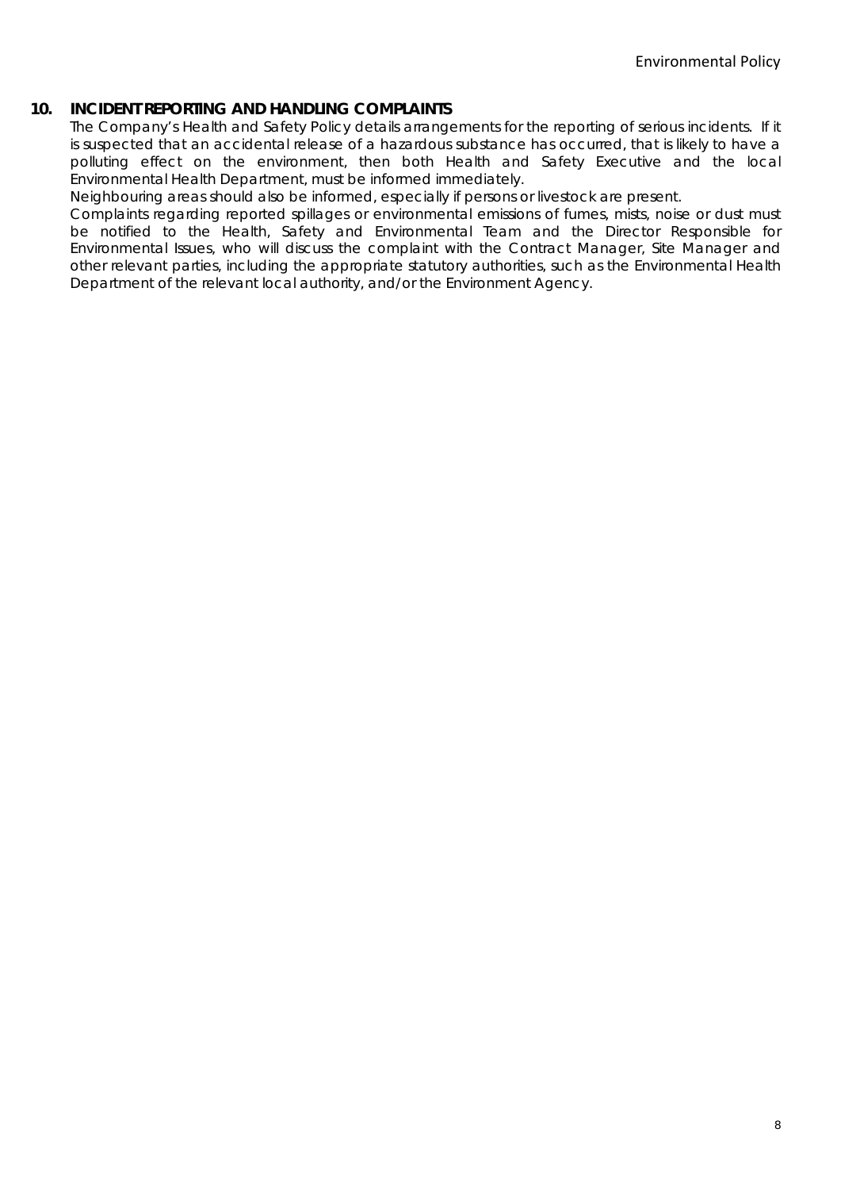## 10. INCIDENT REPORTING AND HANDLING COMPLAINTS

The Company's Health and Safety Policy details arrangements for the reporting of serious incidents. If it is suspected that an accidental release of a hazardous substance has occurred, that is likely to have a polluting effect on the environment, then both Health and Safety Executive and the local Environmental Health Department, must be informed immediately.

Neighbouring areas should also be informed, especially if persons or livestock are present.

Complaints regarding reported spillages or environmental emissions of fumes, mists, noise or dust must be notified to the Health, Safety and Environmental Team and the Director Responsible for Environmental Issues, who will discuss the complaint with the Contract Manager, Site Manager and other relevant parties, including the appropriate statutory authorities, such as the Environmental Health Department of the relevant local authority, and/or the Environment Agency.